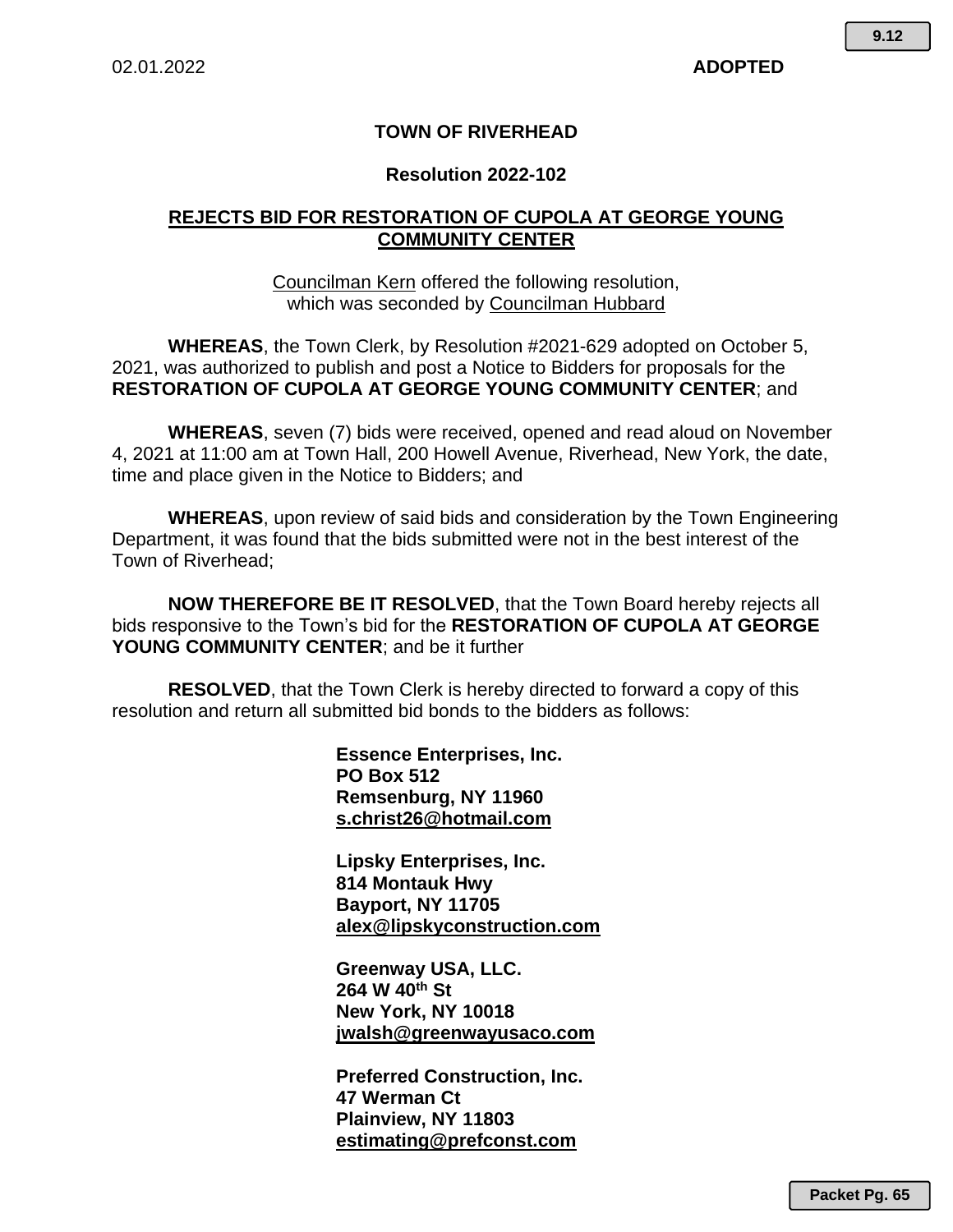02.01.2022 **ADOPTED**

# TOWN OF RIVERHEAD

## Resolution 2022-102

## REJECTS BID FOR RESTORATION OF CUPOLA AT GEORGE YOUNG COMMUNITY CENTER

Councilman Kern offered the following resolution,
which was seconded by Councilman Hubbard

**WHEREAS**, the Town Clerk, by Resolution #2021-629 adopted on October 5, 2021, was authorized to publish and post a Notice to Bidders for proposals for the **RESTORATION OF CUPOLA AT GEORGE YOUNG COMMUNITY CENTER**; and

**WHEREAS**, seven (7) bids were received, opened and read aloud on November 4, 2021 at 11:00 am at Town Hall, 200 Howell Avenue, Riverhead, New York, the date, time and place given in the Notice to Bidders; and

**WHEREAS**, upon review of said bids and consideration by the Town Engineering Department, it was found that the bids submitted were not in the best interest of the Town of Riverhead;

**NOW THEREFORE BE IT RESOLVED**, that the Town Board hereby rejects all bids responsive to the Town's bid for the **RESTORATION OF CUPOLA AT GEORGE YOUNG COMMUNITY CENTER**; and be it further

**RESOLVED**, that the Town Clerk is hereby directed to forward a copy of this resolution and return all submitted bid bonds to the bidders as follows:

**Essence Enterprises, Inc.**
**PO Box 512**
**Remsenburg, NY 11960**
**s.christ26@hotmail.com**

**Lipsky Enterprises, Inc.**
**814 Montauk Hwy**
**Bayport, NY 11705**
**alex@lipskyconstruction.com**

**Greenway USA, LLC.**
**264 W 40th St**
**New York, NY 10018**
**jwalsh@greenwayusaco.com**

**Preferred Construction, Inc.**
**47 Werman Ct**
**Plainview, NY 11803**
**estimating@prefconst.com**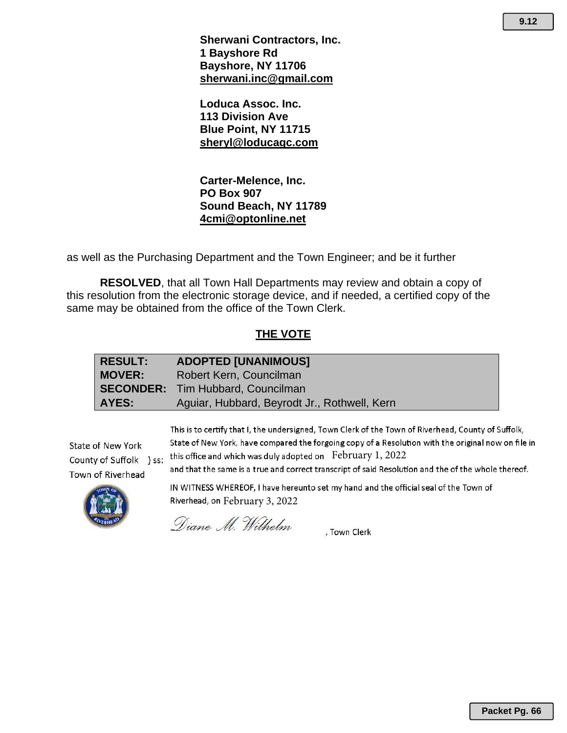**Sherwani Contractors, Inc.**
**1 Bayshore Rd**
**Bayshore, NY 11706**
**sherwani.inc@gmail.com**

**Loduca Assoc. Inc.**
**113 Division Ave**
**Blue Point, NY 11715**
**sheryl@loducagc.com**

**Carter-Melence, Inc.**
**PO Box 907**
**Sound Beach, NY 11789**
**4cmi@optonline.net**

as well as the Purchasing Department and the Town Engineer; and be it further

**RESOLVED**, that all Town Hall Departments may review and obtain a copy of this resolution from the electronic storage device, and if needed, a certified copy of the same may be obtained from the office of the Town Clerk.

## THE VOTE

| | |
|---|---|
| **RESULT:** | **ADOPTED [UNANIMOUS]** |
| **MOVER:** | Robert Kern, Councilman |
| **SECONDER:** | Tim Hubbard, Councilman |
| **AYES:** | Aguiar, Hubbard, Beyrodt Jr., Rothwell, Kern |

State of New York
County of Suffolk } ss:
Town of Riverhead

This is to certify that I, the undersigned, Town Clerk of the Town of Riverhead, County of Suffolk, State of New York, have compared the forgoing copy of a Resolution with the original now on file in this office and which was duly adopted on February 1, 2022 and that the same is a true and correct transcript of said Resolution and the of the whole thereof.

IN WITNESS WHEREOF, I have hereunto set my hand and the official seal of the Town of Riverhead, on February 3, 2022

Diane M. Wilhelm, Town Clerk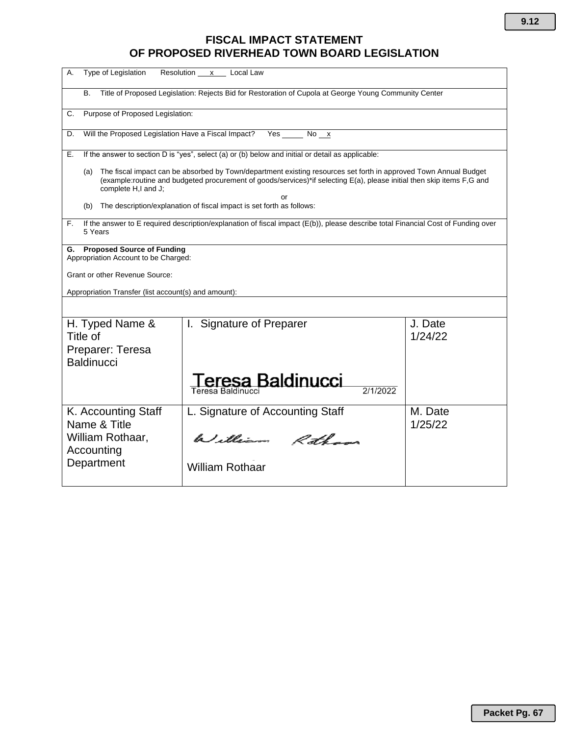# FISCAL IMPACT STATEMENT OF PROPOSED RIVERHEAD TOWN BOARD LEGISLATION

A. Type of Legislation Resolution \_\_x\_\_ Local Law

B. Title of Proposed Legislation: Rejects Bid for Restoration of Cupola at George Young Community Center

C. Purpose of Proposed Legislation:

D. Will the Proposed Legislation Have a Fiscal Impact? Yes \_\_\_\_\_ No \_\_x

E. If the answer to section D is "yes", select (a) or (b) below and initial or detail as applicable:

(a) The fiscal impact can be absorbed by Town/department existing resources set forth in approved Town Annual Budget (example:routine and budgeted procurement of goods/services)*if selecting E(a), please initial then skip items F,G and complete H,I and J;

or

(b) The description/explanation of fiscal impact is set forth as follows:

F. If the answer to E required description/explanation of fiscal impact (E(b)), please describe total Financial Cost of Funding over 5 Years

**G. Proposed Source of Funding**
Appropriation Account to be Charged:

Grant or other Revenue Source:

Appropriation Transfer (list account(s) and amount):

| H. Typed Name & Title of Preparer: Teresa Baldinucci | I. Signature of Preparer<br>Teresa Baldinucci<br>Teresa Baldinucci 2/1/2022 | J. Date<br>1/24/22 |
|---|---|---|
| K. Accounting Staff Name & Title William Rothaar, Accounting Department | L. Signature of Accounting Staff<br>William Rothaar<br>William Rothaar | M. Date<br>1/25/22 |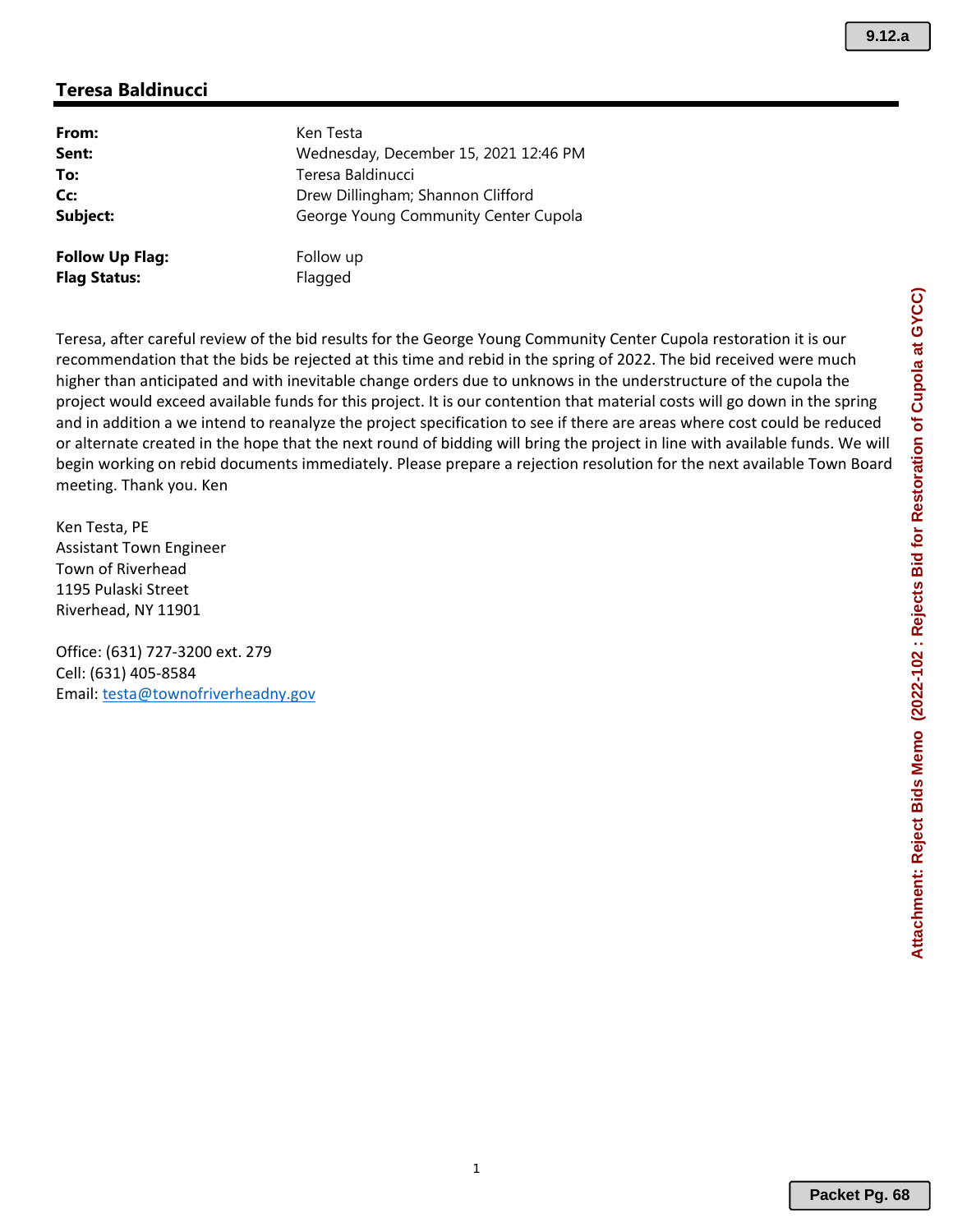## Teresa Baldinucci

**From:** Ken Testa
**Sent:** Wednesday, December 15, 2021 12:46 PM
**To:** Teresa Baldinucci
**Cc:** Drew Dillingham; Shannon Clifford
**Subject:** George Young Community Center Cupola

**Follow Up Flag:** Follow up
**Flag Status:** Flagged

Teresa, after careful review of the bid results for the George Young Community Center Cupola restoration it is our recommendation that the bids be rejected at this time and rebid in the spring of 2022. The bid received were much higher than anticipated and with inevitable change orders due to unknows in the understructure of the cupola the project would exceed available funds for this project. It is our contention that material costs will go down in the spring and in addition a we intend to reanalyze the project specification to see if there are areas where cost could be reduced or alternate created in the hope that the next round of bidding will bring the project in line with available funds. We will begin working on rebid documents immediately. Please prepare a rejection resolution for the next available Town Board meeting. Thank you. Ken

Ken Testa, PE
Assistant Town Engineer
Town of Riverhead
1195 Pulaski Street
Riverhead, NY 11901

Office: (631) 727-3200 ext. 279
Cell: (631) 405-8584
Email: testa@townofriverheadny.gov